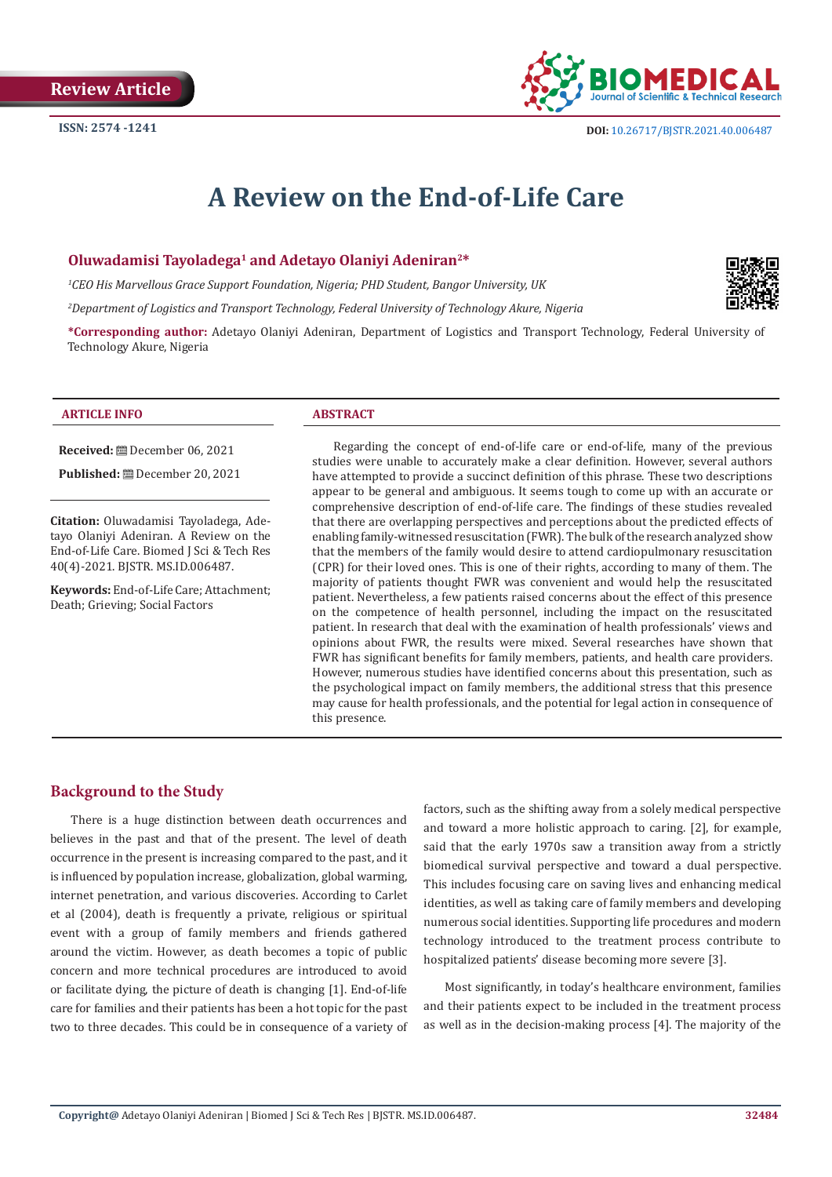Review Article

ISSN: 2574 -1241

DOI: 10.26717/BJSTR.2021.40.006487

# A Review on the End-of-Life Care

**Oluwadamisi Tayoladega[1] and Adetayo Olaniyi Adeniran[2]\***

*[1]CEO His Marvellous Grace Support Foundation, Nigeria; PHD Student, Bangor University, UK*

*[2]Department of Logistics and Transport Technology, Federal University of Technology Akure, Nigeria*

**\*Corresponding author:** Adetayo Olaniyi Adeniran, Department of Logistics and Transport Technology, Federal University of Technology Akure, Nigeria

## ARTICLE INFO

**Received:** December 06, 2021

**Published:** December 20, 2021

**Citation:** Oluwadamisi Tayoladega, Adetayo Olaniyi Adeniran. A Review on the End-of-Life Care. Biomed J Sci & Tech Res 40(4)-2021. BJSTR. MS.ID.006487.

**Keywords:** End-of-Life Care; Attachment; Death; Grieving; Social Factors

## ABSTRACT

Regarding the concept of end-of-life care or end-of-life, many of the previous studies were unable to accurately make a clear definition. However, several authors have attempted to provide a succinct definition of this phrase. These two descriptions appear to be general and ambiguous. It seems tough to come up with an accurate or comprehensive description of end-of-life care. The findings of these studies revealed that there are overlapping perspectives and perceptions about the predicted effects of enabling family-witnessed resuscitation (FWR). The bulk of the research analyzed show that the members of the family would desire to attend cardiopulmonary resuscitation (CPR) for their loved ones. This is one of their rights, according to many of them. The majority of patients thought FWR was convenient and would help the resuscitated patient. Nevertheless, a few patients raised concerns about the effect of this presence on the competence of health personnel, including the impact on the resuscitated patient. In research that deal with the examination of health professionals' views and opinions about FWR, the results were mixed. Several researches have shown that FWR has significant benefits for family members, patients, and health care providers. However, numerous studies have identified concerns about this presentation, such as the psychological impact on family members, the additional stress that this presence may cause for health professionals, and the potential for legal action in consequence of this presence.

## Background to the Study

There is a huge distinction between death occurrences and believes in the past and that of the present. The level of death occurrence in the present is increasing compared to the past, and it is influenced by population increase, globalization, global warming, internet penetration, and various discoveries. According to Carlet et al (2004), death is frequently a private, religious or spiritual event with a group of family members and friends gathered around the victim. However, as death becomes a topic of public concern and more technical procedures are introduced to avoid or facilitate dying, the picture of death is changing [1]. End-of-life care for families and their patients has been a hot topic for the past two to three decades. This could be in consequence of a variety of factors, such as the shifting away from a solely medical perspective and toward a more holistic approach to caring. [2], for example, said that the early 1970s saw a transition away from a strictly biomedical survival perspective and toward a dual perspective. This includes focusing care on saving lives and enhancing medical identities, as well as taking care of family members and developing numerous social identities. Supporting life procedures and modern technology introduced to the treatment process contribute to hospitalized patients' disease becoming more severe [3].

Most significantly, in today's healthcare environment, families and their patients expect to be included in the treatment process as well as in the decision-making process [4]. The majority of the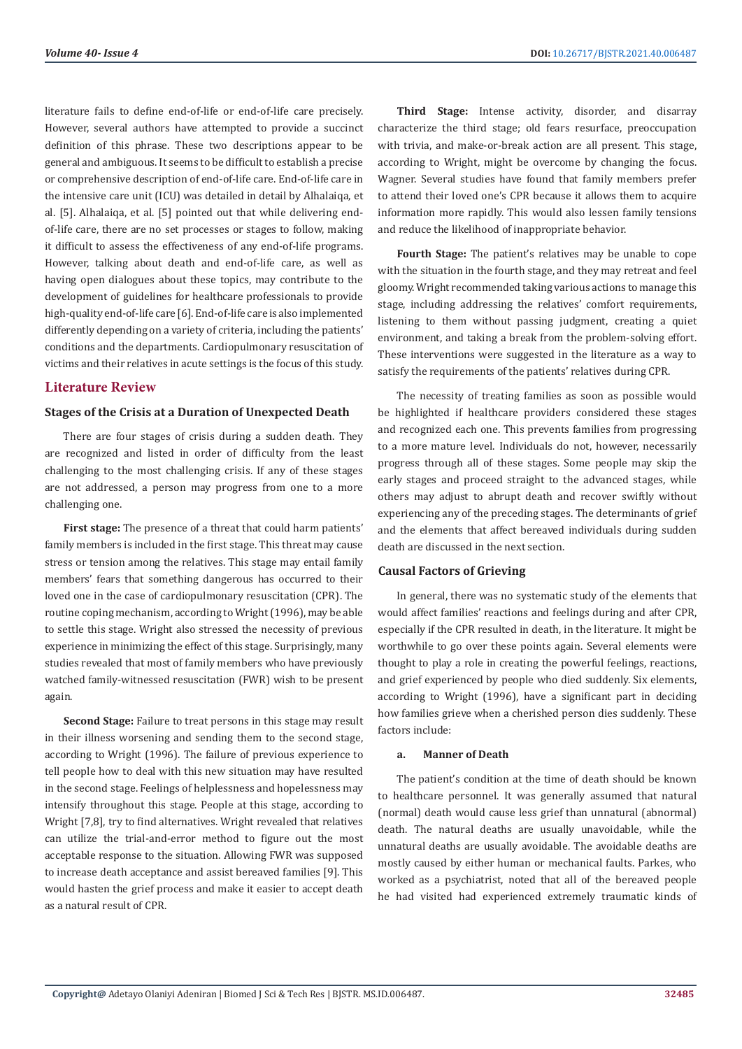literature fails to define end-of-life or end-of-life care precisely. However, several authors have attempted to provide a succinct definition of this phrase. These two descriptions appear to be general and ambiguous. It seems to be difficult to establish a precise or comprehensive description of end-of-life care. End-of-life care in the intensive care unit (ICU) was detailed in detail by Alhalaiqa, et al. [5]. Alhalaiqa, et al. [5] pointed out that while delivering end-of-life care, there are no set processes or stages to follow, making it difficult to assess the effectiveness of any end-of-life programs. However, talking about death and end-of-life care, as well as having open dialogues about these topics, may contribute to the development of guidelines for healthcare professionals to provide high-quality end-of-life care [6]. End-of-life care is also implemented differently depending on a variety of criteria, including the patients' conditions and the departments. Cardiopulmonary resuscitation of victims and their relatives in acute settings is the focus of this study.

## Literature Review

### Stages of the Crisis at a Duration of Unexpected Death

There are four stages of crisis during a sudden death. They are recognized and listed in order of difficulty from the least challenging to the most challenging crisis. If any of these stages are not addressed, a person may progress from one to a more challenging one.

**First stage:** The presence of a threat that could harm patients' family members is included in the first stage. This threat may cause stress or tension among the relatives. This stage may entail family members' fears that something dangerous has occurred to their loved one in the case of cardiopulmonary resuscitation (CPR). The routine coping mechanism, according to Wright (1996), may be able to settle this stage. Wright also stressed the necessity of previous experience in minimizing the effect of this stage. Surprisingly, many studies revealed that most of family members who have previously watched family-witnessed resuscitation (FWR) wish to be present again.

**Second Stage:** Failure to treat persons in this stage may result in their illness worsening and sending them to the second stage, according to Wright (1996). The failure of previous experience to tell people how to deal with this new situation may have resulted in the second stage. Feelings of helplessness and hopelessness may intensify throughout this stage. People at this stage, according to Wright [7,8], try to find alternatives. Wright revealed that relatives can utilize the trial-and-error method to figure out the most acceptable response to the situation. Allowing FWR was supposed to increase death acceptance and assist bereaved families [9]. This would hasten the grief process and make it easier to accept death as a natural result of CPR.

**Third Stage:** Intense activity, disorder, and disarray characterize the third stage; old fears resurface, preoccupation with trivia, and make-or-break action are all present. This stage, according to Wright, might be overcome by changing the focus. Wagner. Several studies have found that family members prefer to attend their loved one's CPR because it allows them to acquire information more rapidly. This would also lessen family tensions and reduce the likelihood of inappropriate behavior.

**Fourth Stage:** The patient's relatives may be unable to cope with the situation in the fourth stage, and they may retreat and feel gloomy. Wright recommended taking various actions to manage this stage, including addressing the relatives' comfort requirements, listening to them without passing judgment, creating a quiet environment, and taking a break from the problem-solving effort. These interventions were suggested in the literature as a way to satisfy the requirements of the patients' relatives during CPR.

The necessity of treating families as soon as possible would be highlighted if healthcare providers considered these stages and recognized each one. This prevents families from progressing to a more mature level. Individuals do not, however, necessarily progress through all of these stages. Some people may skip the early stages and proceed straight to the advanced stages, while others may adjust to abrupt death and recover swiftly without experiencing any of the preceding stages. The determinants of grief and the elements that affect bereaved individuals during sudden death are discussed in the next section.

### Causal Factors of Grieving

In general, there was no systematic study of the elements that would affect families' reactions and feelings during and after CPR, especially if the CPR resulted in death, in the literature. It might be worthwhile to go over these points again. Several elements were thought to play a role in creating the powerful feelings, reactions, and grief experienced by people who died suddenly. Six elements, according to Wright (1996), have a significant part in deciding how families grieve when a cherished person dies suddenly. These factors include:

#### a. Manner of Death

The patient's condition at the time of death should be known to healthcare personnel. It was generally assumed that natural (normal) death would cause less grief than unnatural (abnormal) death. The natural deaths are usually unavoidable, while the unnatural deaths are usually avoidable. The avoidable deaths are mostly caused by either human or mechanical faults. Parkes, who worked as a psychiatrist, noted that all of the bereaved people he had visited had experienced extremely traumatic kinds of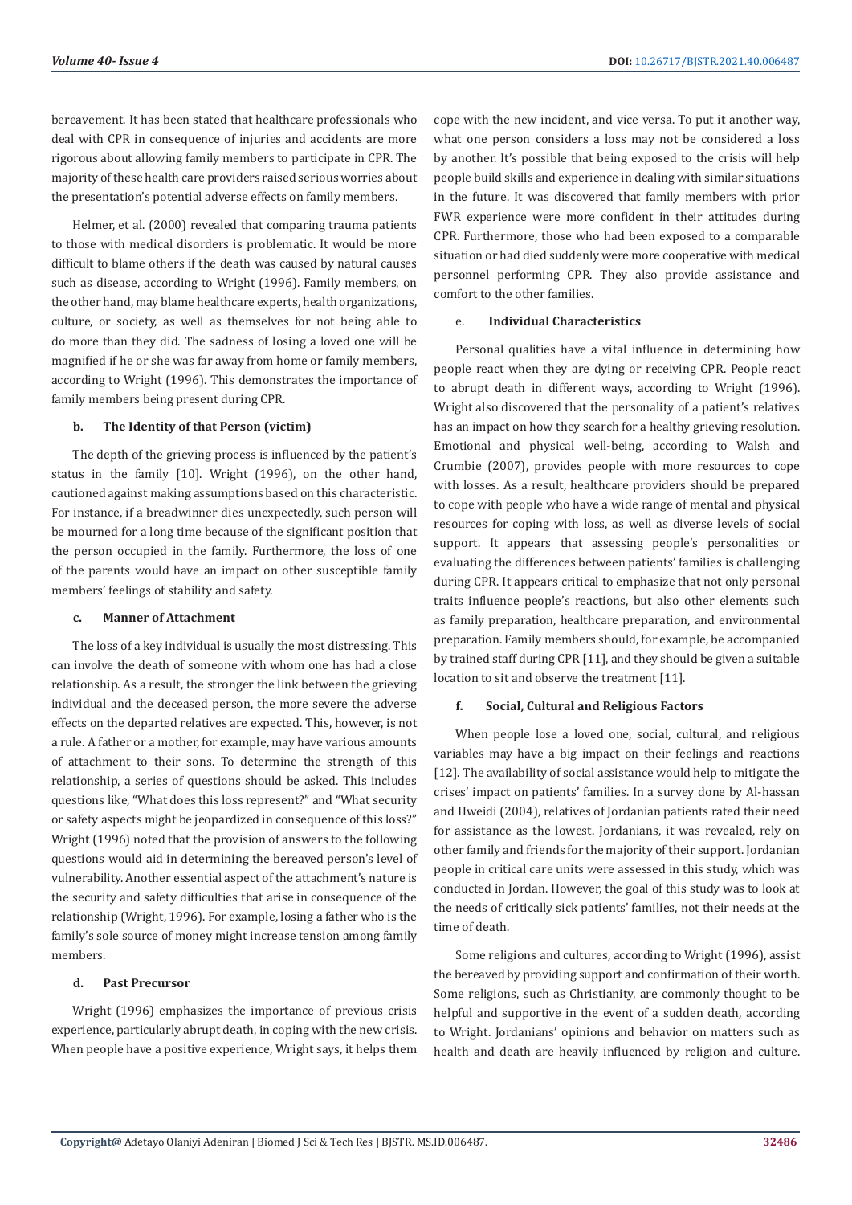bereavement. It has been stated that healthcare professionals who deal with CPR in consequence of injuries and accidents are more rigorous about allowing family members to participate in CPR. The majority of these health care providers raised serious worries about the presentation's potential adverse effects on family members.

Helmer, et al. (2000) revealed that comparing trauma patients to those with medical disorders is problematic. It would be more difficult to blame others if the death was caused by natural causes such as disease, according to Wright (1996). Family members, on the other hand, may blame healthcare experts, health organizations, culture, or society, as well as themselves for not being able to do more than they did. The sadness of losing a loved one will be magnified if he or she was far away from home or family members, according to Wright (1996). This demonstrates the importance of family members being present during CPR.

**b. The Identity of that Person (victim)**

The depth of the grieving process is influenced by the patient's status in the family [10]. Wright (1996), on the other hand, cautioned against making assumptions based on this characteristic. For instance, if a breadwinner dies unexpectedly, such person will be mourned for a long time because of the significant position that the person occupied in the family. Furthermore, the loss of one of the parents would have an impact on other susceptible family members' feelings of stability and safety.

**c. Manner of Attachment**

The loss of a key individual is usually the most distressing. This can involve the death of someone with whom one has had a close relationship. As a result, the stronger the link between the grieving individual and the deceased person, the more severe the adverse effects on the departed relatives are expected. This, however, is not a rule. A father or a mother, for example, may have various amounts of attachment to their sons. To determine the strength of this relationship, a series of questions should be asked. This includes questions like, "What does this loss represent?" and "What security or safety aspects might be jeopardized in consequence of this loss?" Wright (1996) noted that the provision of answers to the following questions would aid in determining the bereaved person's level of vulnerability. Another essential aspect of the attachment's nature is the security and safety difficulties that arise in consequence of the relationship (Wright, 1996). For example, losing a father who is the family's sole source of money might increase tension among family members.

**d. Past Precursor**

Wright (1996) emphasizes the importance of previous crisis experience, particularly abrupt death, in coping with the new crisis. When people have a positive experience, Wright says, it helps them cope with the new incident, and vice versa. To put it another way, what one person considers a loss may not be considered a loss by another. It's possible that being exposed to the crisis will help people build skills and experience in dealing with similar situations in the future. It was discovered that family members with prior FWR experience were more confident in their attitudes during CPR. Furthermore, those who had been exposed to a comparable situation or had died suddenly were more cooperative with medical personnel performing CPR. They also provide assistance and comfort to the other families.

**e. Individual Characteristics**

Personal qualities have a vital influence in determining how people react when they are dying or receiving CPR. People react to abrupt death in different ways, according to Wright (1996). Wright also discovered that the personality of a patient's relatives has an impact on how they search for a healthy grieving resolution. Emotional and physical well-being, according to Walsh and Crumbie (2007), provides people with more resources to cope with losses. As a result, healthcare providers should be prepared to cope with people who have a wide range of mental and physical resources for coping with loss, as well as diverse levels of social support. It appears that assessing people's personalities or evaluating the differences between patients' families is challenging during CPR. It appears critical to emphasize that not only personal traits influence people's reactions, but also other elements such as family preparation, healthcare preparation, and environmental preparation. Family members should, for example, be accompanied by trained staff during CPR [11], and they should be given a suitable location to sit and observe the treatment [11].

**f. Social, Cultural and Religious Factors**

When people lose a loved one, social, cultural, and religious variables may have a big impact on their feelings and reactions [12]. The availability of social assistance would help to mitigate the crises' impact on patients' families. In a survey done by Al-hassan and Hweidi (2004), relatives of Jordanian patients rated their need for assistance as the lowest. Jordanians, it was revealed, rely on other family and friends for the majority of their support. Jordanian people in critical care units were assessed in this study, which was conducted in Jordan. However, the goal of this study was to look at the needs of critically sick patients' families, not their needs at the time of death.

Some religions and cultures, according to Wright (1996), assist the bereaved by providing support and confirmation of their worth. Some religions, such as Christianity, are commonly thought to be helpful and supportive in the event of a sudden death, according to Wright. Jordanians' opinions and behavior on matters such as health and death are heavily influenced by religion and culture.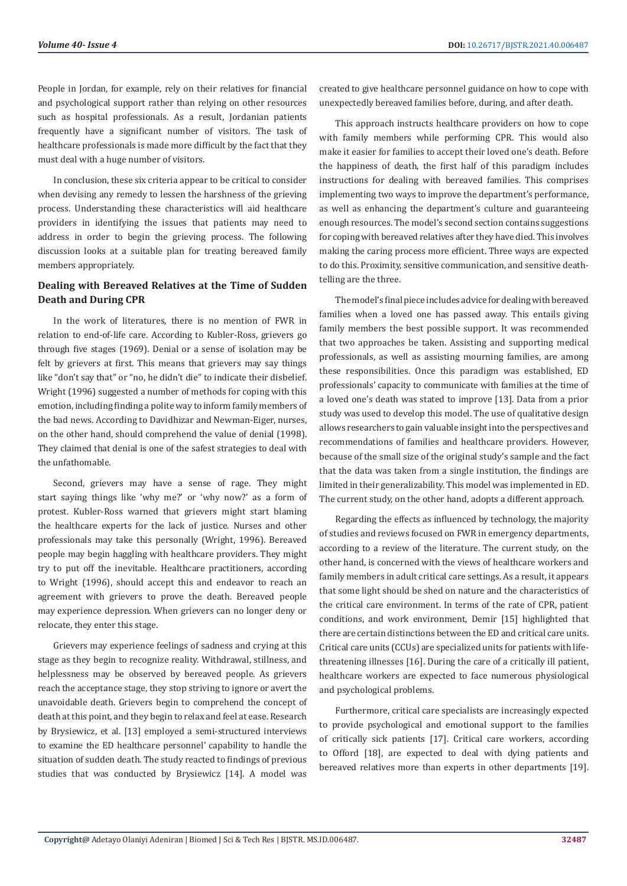People in Jordan, for example, rely on their relatives for financial and psychological support rather than relying on other resources such as hospital professionals. As a result, Jordanian patients frequently have a significant number of visitors. The task of healthcare professionals is made more difficult by the fact that they must deal with a huge number of visitors.

In conclusion, these six criteria appear to be critical to consider when devising any remedy to lessen the harshness of the grieving process. Understanding these characteristics will aid healthcare providers in identifying the issues that patients may need to address in order to begin the grieving process. The following discussion looks at a suitable plan for treating bereaved family members appropriately.

## Dealing with Bereaved Relatives at the Time of Sudden Death and During CPR

In the work of literatures, there is no mention of FWR in relation to end-of-life care. According to Kubler-Ross, grievers go through five stages (1969). Denial or a sense of isolation may be felt by grievers at first. This means that grievers may say things like "don't say that" or "no, he didn't die" to indicate their disbelief. Wright (1996) suggested a number of methods for coping with this emotion, including finding a polite way to inform family members of the bad news. According to Davidhizar and Newman-Eiger, nurses, on the other hand, should comprehend the value of denial (1998). They claimed that denial is one of the safest strategies to deal with the unfathomable.

Second, grievers may have a sense of rage. They might start saying things like 'why me?' or 'why now?' as a form of protest. Kubler-Ross warned that grievers might start blaming the healthcare experts for the lack of justice. Nurses and other professionals may take this personally (Wright, 1996). Bereaved people may begin haggling with healthcare providers. They might try to put off the inevitable. Healthcare practitioners, according to Wright (1996), should accept this and endeavor to reach an agreement with grievers to prove the death. Bereaved people may experience depression. When grievers can no longer deny or relocate, they enter this stage.

Grievers may experience feelings of sadness and crying at this stage as they begin to recognize reality. Withdrawal, stillness, and helplessness may be observed by bereaved people. As grievers reach the acceptance stage, they stop striving to ignore or avert the unavoidable death. Grievers begin to comprehend the concept of death at this point, and they begin to relax and feel at ease. Research by Brysiewicz, et al. [13] employed a semi-structured interviews to examine the ED healthcare personnel' capability to handle the situation of sudden death. The study reacted to findings of previous studies that was conducted by Brysiewicz [14]. A model was created to give healthcare personnel guidance on how to cope with unexpectedly bereaved families before, during, and after death.

This approach instructs healthcare providers on how to cope with family members while performing CPR. This would also make it easier for families to accept their loved one's death. Before the happiness of death, the first half of this paradigm includes instructions for dealing with bereaved families. This comprises implementing two ways to improve the department's performance, as well as enhancing the department's culture and guaranteeing enough resources. The model's second section contains suggestions for coping with bereaved relatives after they have died. This involves making the caring process more efficient. Three ways are expected to do this. Proximity, sensitive communication, and sensitive death-telling are the three.

The model's final piece includes advice for dealing with bereaved families when a loved one has passed away. This entails giving family members the best possible support. It was recommended that two approaches be taken. Assisting and supporting medical professionals, as well as assisting mourning families, are among these responsibilities. Once this paradigm was established, ED professionals' capacity to communicate with families at the time of a loved one's death was stated to improve [13]. Data from a prior study was used to develop this model. The use of qualitative design allows researchers to gain valuable insight into the perspectives and recommendations of families and healthcare providers. However, because of the small size of the original study's sample and the fact that the data was taken from a single institution, the findings are limited in their generalizability. This model was implemented in ED. The current study, on the other hand, adopts a different approach.

Regarding the effects as influenced by technology, the majority of studies and reviews focused on FWR in emergency departments, according to a review of the literature. The current study, on the other hand, is concerned with the views of healthcare workers and family members in adult critical care settings. As a result, it appears that some light should be shed on nature and the characteristics of the critical care environment. In terms of the rate of CPR, patient conditions, and work environment, Demir [15] highlighted that there are certain distinctions between the ED and critical care units. Critical care units (CCUs) are specialized units for patients with life-threatening illnesses [16]. During the care of a critically ill patient, healthcare workers are expected to face numerous physiological and psychological problems.

Furthermore, critical care specialists are increasingly expected to provide psychological and emotional support to the families of critically sick patients [17]. Critical care workers, according to Offord [18], are expected to deal with dying patients and bereaved relatives more than experts in other departments [19].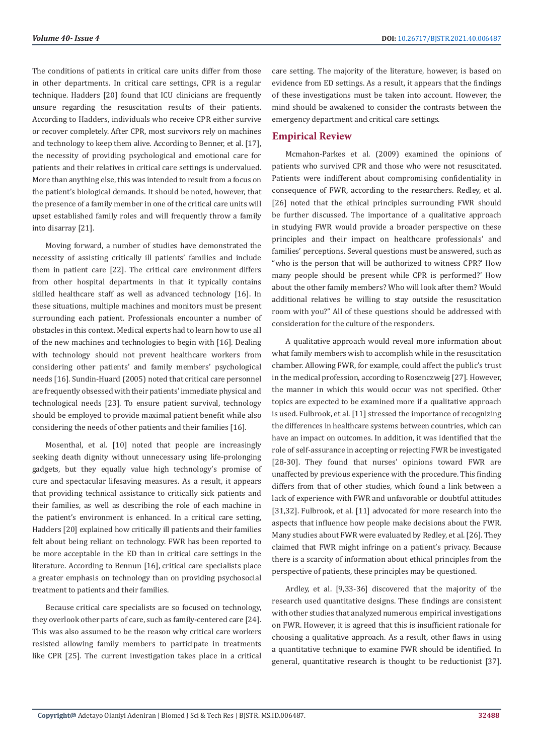The conditions of patients in critical care units differ from those in other departments. In critical care settings, CPR is a regular technique. Hadders [20] found that ICU clinicians are frequently unsure regarding the resuscitation results of their patients. According to Hadders, individuals who receive CPR either survive or recover completely. After CPR, most survivors rely on machines and technology to keep them alive. According to Benner, et al. [17], the necessity of providing psychological and emotional care for patients and their relatives in critical care settings is undervalued. More than anything else, this was intended to result from a focus on the patient's biological demands. It should be noted, however, that the presence of a family member in one of the critical care units will upset established family roles and will frequently throw a family into disarray [21].

Moving forward, a number of studies have demonstrated the necessity of assisting critically ill patients' families and include them in patient care [22]. The critical care environment differs from other hospital departments in that it typically contains skilled healthcare staff as well as advanced technology [16]. In these situations, multiple machines and monitors must be present surrounding each patient. Professionals encounter a number of obstacles in this context. Medical experts had to learn how to use all of the new machines and technologies to begin with [16]. Dealing with technology should not prevent healthcare workers from considering other patients' and family members' psychological needs [16]. Sundin-Huard (2005) noted that critical care personnel are frequently obsessed with their patients' immediate physical and technological needs [23]. To ensure patient survival, technology should be employed to provide maximal patient benefit while also considering the needs of other patients and their families [16].

Mosenthal, et al. [10] noted that people are increasingly seeking death dignity without unnecessary using life-prolonging gadgets, but they equally value high technology's promise of cure and spectacular lifesaving measures. As a result, it appears that providing technical assistance to critically sick patients and their families, as well as describing the role of each machine in the patient's environment is enhanced. In a critical care setting, Hadders [20] explained how critically ill patients and their families felt about being reliant on technology. FWR has been reported to be more acceptable in the ED than in critical care settings in the literature. According to Bennun [16], critical care specialists place a greater emphasis on technology than on providing psychosocial treatment to patients and their families.

Because critical care specialists are so focused on technology, they overlook other parts of care, such as family-centered care [24]. This was also assumed to be the reason why critical care workers resisted allowing family members to participate in treatments like CPR [25]. The current investigation takes place in a critical care setting. The majority of the literature, however, is based on evidence from ED settings. As a result, it appears that the findings of these investigations must be taken into account. However, the mind should be awakened to consider the contrasts between the emergency department and critical care settings.

## Empirical Review

Mcmahon-Parkes et al. (2009) examined the opinions of patients who survived CPR and those who were not resuscitated. Patients were indifferent about compromising confidentiality in consequence of FWR, according to the researchers. Redley, et al. [26] noted that the ethical principles surrounding FWR should be further discussed. The importance of a qualitative approach in studying FWR would provide a broader perspective on these principles and their impact on healthcare professionals' and families' perceptions. Several questions must be answered, such as "who is the person that will be authorized to witness CPR?' How many people should be present while CPR is performed?' How about the other family members? Who will look after them? Would additional relatives be willing to stay outside the resuscitation room with you?" All of these questions should be addressed with consideration for the culture of the responders.

A qualitative approach would reveal more information about what family members wish to accomplish while in the resuscitation chamber. Allowing FWR, for example, could affect the public's trust in the medical profession, according to Rosenczweig [27]. However, the manner in which this would occur was not specified. Other topics are expected to be examined more if a qualitative approach is used. Fulbrook, et al. [11] stressed the importance of recognizing the differences in healthcare systems between countries, which can have an impact on outcomes. In addition, it was identified that the role of self-assurance in accepting or rejecting FWR be investigated [28-30]. They found that nurses' opinions toward FWR are unaffected by previous experience with the procedure. This finding differs from that of other studies, which found a link between a lack of experience with FWR and unfavorable or doubtful attitudes [31,32]. Fulbrook, et al. [11] advocated for more research into the aspects that influence how people make decisions about the FWR. Many studies about FWR were evaluated by Redley, et al. [26]. They claimed that FWR might infringe on a patient's privacy. Because there is a scarcity of information about ethical principles from the perspective of patients, these principles may be questioned.

Ardley, et al. [9,33-36] discovered that the majority of the research used quantitative designs. These findings are consistent with other studies that analyzed numerous empirical investigations on FWR. However, it is agreed that this is insufficient rationale for choosing a qualitative approach. As a result, other flaws in using a quantitative technique to examine FWR should be identified. In general, quantitative research is thought to be reductionist [37].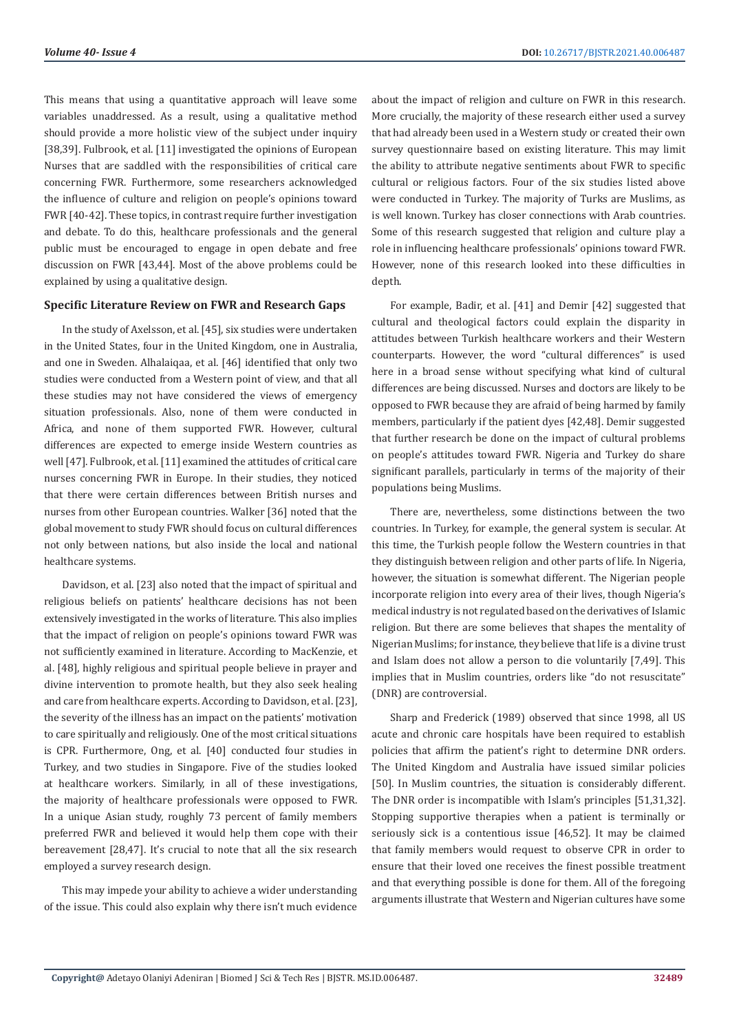This means that using a quantitative approach will leave some variables unaddressed. As a result, using a qualitative method should provide a more holistic view of the subject under inquiry [38,39]. Fulbrook, et al. [11] investigated the opinions of European Nurses that are saddled with the responsibilities of critical care concerning FWR. Furthermore, some researchers acknowledged the influence of culture and religion on people's opinions toward FWR [40-42]. These topics, in contrast require further investigation and debate. To do this, healthcare professionals and the general public must be encouraged to engage in open debate and free discussion on FWR [43,44]. Most of the above problems could be explained by using a qualitative design.

### Specific Literature Review on FWR and Research Gaps

In the study of Axelsson, et al. [45], six studies were undertaken in the United States, four in the United Kingdom, one in Australia, and one in Sweden. Alhalaiqaa, et al. [46] identified that only two studies were conducted from a Western point of view, and that all these studies may not have considered the views of emergency situation professionals. Also, none of them were conducted in Africa, and none of them supported FWR. However, cultural differences are expected to emerge inside Western countries as well [47]. Fulbrook, et al. [11] examined the attitudes of critical care nurses concerning FWR in Europe. In their studies, they noticed that there were certain differences between British nurses and nurses from other European countries. Walker [36] noted that the global movement to study FWR should focus on cultural differences not only between nations, but also inside the local and national healthcare systems.

Davidson, et al. [23] also noted that the impact of spiritual and religious beliefs on patients' healthcare decisions has not been extensively investigated in the works of literature. This also implies that the impact of religion on people's opinions toward FWR was not sufficiently examined in literature. According to MacKenzie, et al. [48], highly religious and spiritual people believe in prayer and divine intervention to promote health, but they also seek healing and care from healthcare experts. According to Davidson, et al. [23], the severity of the illness has an impact on the patients' motivation to care spiritually and religiously. One of the most critical situations is CPR. Furthermore, Ong, et al. [40] conducted four studies in Turkey, and two studies in Singapore. Five of the studies looked at healthcare workers. Similarly, in all of these investigations, the majority of healthcare professionals were opposed to FWR. In a unique Asian study, roughly 73 percent of family members preferred FWR and believed it would help them cope with their bereavement [28,47]. It's crucial to note that all the six research employed a survey research design.

This may impede your ability to achieve a wider understanding of the issue. This could also explain why there isn't much evidence about the impact of religion and culture on FWR in this research. More crucially, the majority of these research either used a survey that had already been used in a Western study or created their own survey questionnaire based on existing literature. This may limit the ability to attribute negative sentiments about FWR to specific cultural or religious factors. Four of the six studies listed above were conducted in Turkey. The majority of Turks are Muslims, as is well known. Turkey has closer connections with Arab countries. Some of this research suggested that religion and culture play a role in influencing healthcare professionals' opinions toward FWR. However, none of this research looked into these difficulties in depth.

For example, Badir, et al. [41] and Demir [42] suggested that cultural and theological factors could explain the disparity in attitudes between Turkish healthcare workers and their Western counterparts. However, the word "cultural differences" is used here in a broad sense without specifying what kind of cultural differences are being discussed. Nurses and doctors are likely to be opposed to FWR because they are afraid of being harmed by family members, particularly if the patient dyes [42,48]. Demir suggested that further research be done on the impact of cultural problems on people's attitudes toward FWR. Nigeria and Turkey do share significant parallels, particularly in terms of the majority of their populations being Muslims.

There are, nevertheless, some distinctions between the two countries. In Turkey, for example, the general system is secular. At this time, the Turkish people follow the Western countries in that they distinguish between religion and other parts of life. In Nigeria, however, the situation is somewhat different. The Nigerian people incorporate religion into every area of their lives, though Nigeria's medical industry is not regulated based on the derivatives of Islamic religion. But there are some believes that shapes the mentality of Nigerian Muslims; for instance, they believe that life is a divine trust and Islam does not allow a person to die voluntarily [7,49]. This implies that in Muslim countries, orders like "do not resuscitate" (DNR) are controversial.

Sharp and Frederick (1989) observed that since 1998, all US acute and chronic care hospitals have been required to establish policies that affirm the patient's right to determine DNR orders. The United Kingdom and Australia have issued similar policies [50]. In Muslim countries, the situation is considerably different. The DNR order is incompatible with Islam's principles [51,31,32]. Stopping supportive therapies when a patient is terminally or seriously sick is a contentious issue [46,52]. It may be claimed that family members would request to observe CPR in order to ensure that their loved one receives the finest possible treatment and that everything possible is done for them. All of the foregoing arguments illustrate that Western and Nigerian cultures have some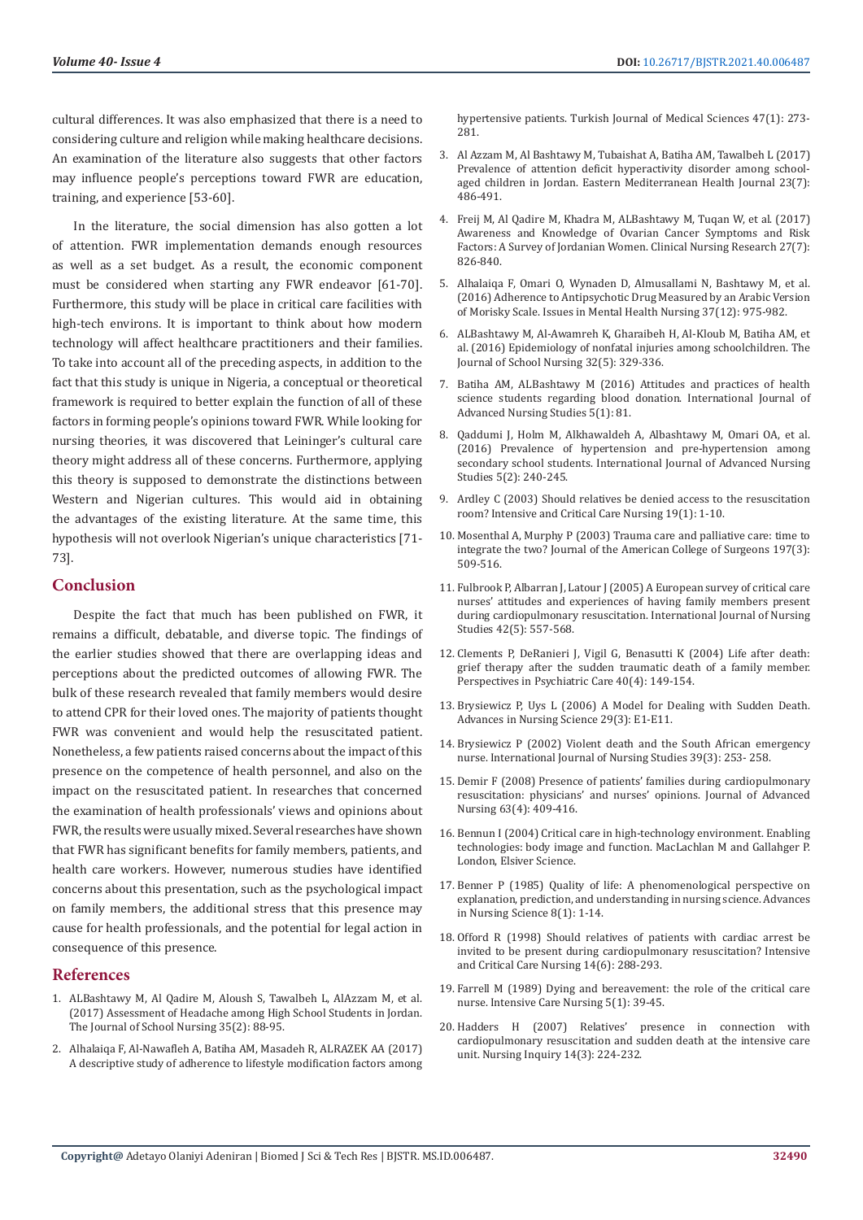cultural differences. It was also emphasized that there is a need to considering culture and religion while making healthcare decisions. An examination of the literature also suggests that other factors may influence people's perceptions toward FWR are education, training, and experience [53-60].

In the literature, the social dimension has also gotten a lot of attention. FWR implementation demands enough resources as well as a set budget. As a result, the economic component must be considered when starting any FWR endeavor [61-70]. Furthermore, this study will be place in critical care facilities with high-tech environs. It is important to think about how modern technology will affect healthcare practitioners and their families. To take into account all of the preceding aspects, in addition to the fact that this study is unique in Nigeria, a conceptual or theoretical framework is required to better explain the function of all of these factors in forming people's opinions toward FWR. While looking for nursing theories, it was discovered that Leininger's cultural care theory might address all of these concerns. Furthermore, applying this theory is supposed to demonstrate the distinctions between Western and Nigerian cultures. This would aid in obtaining the advantages of the existing literature. At the same time, this hypothesis will not overlook Nigerian's unique characteristics [71-73].

## Conclusion

Despite the fact that much has been published on FWR, it remains a difficult, debatable, and diverse topic. The findings of the earlier studies showed that there are overlapping ideas and perceptions about the predicted outcomes of allowing FWR. The bulk of these research revealed that family members would desire to attend CPR for their loved ones. The majority of patients thought FWR was convenient and would help the resuscitated patient. Nonetheless, a few patients raised concerns about the impact of this presence on the competence of health personnel, and also on the impact on the resuscitated patient. In researches that concerned the examination of health professionals' views and opinions about FWR, the results were usually mixed. Several researches have shown that FWR has significant benefits for family members, patients, and health care workers. However, numerous studies have identified concerns about this presentation, such as the psychological impact on family members, the additional stress that this presence may cause for health professionals, and the potential for legal action in consequence of this presence.

## References

1. ALBashtawy M, Al Qadire M, Aloush S, Tawalbeh L, AlAzzam M, et al. (2017) Assessment of Headache among High School Students in Jordan. The Journal of School Nursing 35(2): 88-95.
2. Alhalaiqa F, Al-Nawafleh A, Batiha AM, Masadeh R, ALRAZEK AA (2017) A descriptive study of adherence to lifestyle modification factors among hypertensive patients. Turkish Journal of Medical Sciences 47(1): 273-281.
3. Al Azzam M, Al Bashtawy M, Tubaishat A, Batiha AM, Tawalbeh L (2017) Prevalence of attention deficit hyperactivity disorder among school-aged children in Jordan. Eastern Mediterranean Health Journal 23(7): 486-491.
4. Freij M, Al Qadire M, Khadra M, ALBashtawy M, Tuqan W, et al. (2017) Awareness and Knowledge of Ovarian Cancer Symptoms and Risk Factors: A Survey of Jordanian Women. Clinical Nursing Research 27(7): 826-840.
5. Alhalaiqa F, Omari O, Wynaden D, Almusallami N, Bashtawy M, et al. (2016) Adherence to Antipsychotic Drug Measured by an Arabic Version of Morisky Scale. Issues in Mental Health Nursing 37(12): 975-982.
6. ALBashtawy M, Al-Awamreh K, Gharaibeh H, Al-Kloub M, Batiha AM, et al. (2016) Epidemiology of nonfatal injuries among schoolchildren. The Journal of School Nursing 32(5): 329-336.
7. Batiha AM, ALBashtawy M (2016) Attitudes and practices of health science students regarding blood donation. International Journal of Advanced Nursing Studies 5(1): 81.
8. Qaddumi J, Holm M, Alkhawaldeh A, Albashtawy M, Omari OA, et al. (2016) Prevalence of hypertension and pre-hypertension among secondary school students. International Journal of Advanced Nursing Studies 5(2): 240-245.
9. Ardley C (2003) Should relatives be denied access to the resuscitation room? Intensive and Critical Care Nursing 19(1): 1-10.
10. Mosenthal A, Murphy P (2003) Trauma care and palliative care: time to integrate the two? Journal of the American College of Surgeons 197(3): 509-516.
11. Fulbrook P, Albarran J, Latour J (2005) A European survey of critical care nurses' attitudes and experiences of having family members present during cardiopulmonary resuscitation. International Journal of Nursing Studies 42(5): 557-568.
12. Clements P, DeRanieri J, Vigil G, Benasutti K (2004) Life after death: grief therapy after the sudden traumatic death of a family member. Perspectives in Psychiatric Care 40(4): 149-154.
13. Brysiewicz P, Uys L (2006) A Model for Dealing with Sudden Death. Advances in Nursing Science 29(3): E1-E11.
14. Brysiewicz P (2002) Violent death and the South African emergency nurse. International Journal of Nursing Studies 39(3): 253- 258.
15. Demir F (2008) Presence of patients' families during cardiopulmonary resuscitation: physicians' and nurses' opinions. Journal of Advanced Nursing 63(4): 409-416.
16. Bennun I (2004) Critical care in high-technology environment. Enabling technologies: body image and function. MacLachlan M and Gallahger P. London, Elsvier Science.
17. Benner P (1985) Quality of life: A phenomenological perspective on explanation, prediction, and understanding in nursing science. Advances in Nursing Science 8(1): 1-14.
18. Offord R (1998) Should relatives of patients with cardiac arrest be invited to be present during cardiopulmonary resuscitation? Intensive and Critical Care Nursing 14(6): 288-293.
19. Farrell M (1989) Dying and bereavement: the role of the critical care nurse. Intensive Care Nursing 5(1): 39-45.
20. Hadders H (2007) Relatives' presence in connection with cardiopulmonary resuscitation and sudden death at the intensive care unit. Nursing Inquiry 14(3): 224-232.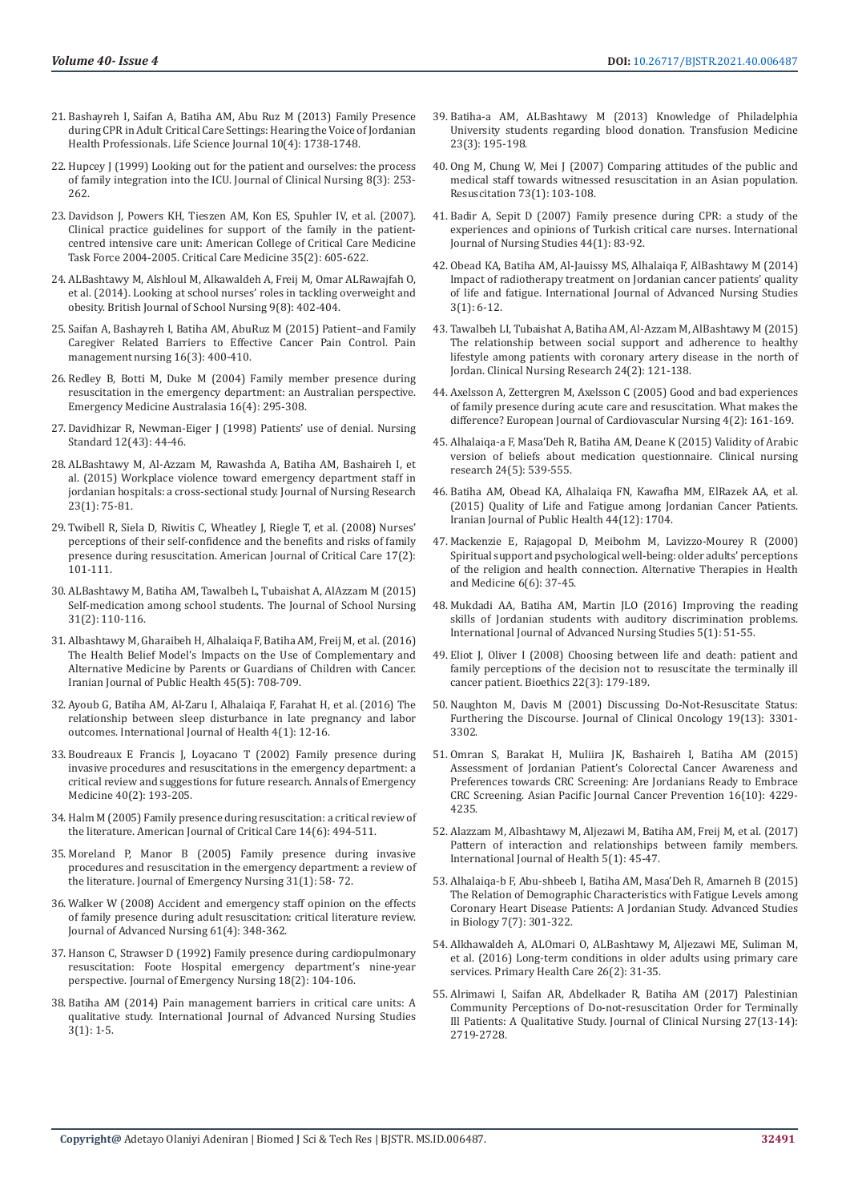21. Bashayreh I, Saifan A, Batiha AM, Abu Ruz M (2013) Family Presence during CPR in Adult Critical Care Settings: Hearing the Voice of Jordanian Health Professionals. Life Science Journal 10(4): 1738-1748.
22. Hupcey J (1999) Looking out for the patient and ourselves: the process of family integration into the ICU. Journal of Clinical Nursing 8(3): 253-262.
23. Davidson J, Powers KH, Tieszen AM, Kon ES, Spuhler IV, et al. (2007). Clinical practice guidelines for support of the family in the patient-centred intensive care unit: American College of Critical Care Medicine Task Force 2004-2005. Critical Care Medicine 35(2): 605-622.
24. ALBashtawy M, Alshloul M, Alkawaldeh A, Freij M, Omar ALRawajfah O, et al. (2014). Looking at school nurses' roles in tackling overweight and obesity. British Journal of School Nursing 9(8): 402-404.
25. Saifan A, Bashayreh I, Batiha AM, AbuRuz M (2015) Patient–and Family Caregiver Related Barriers to Effective Cancer Pain Control. Pain management nursing 16(3): 400-410.
26. Redley B, Botti M, Duke M (2004) Family member presence during resuscitation in the emergency department: an Australian perspective. Emergency Medicine Australasia 16(4): 295-308.
27. Davidhizar R, Newman-Eiger J (1998) Patients' use of denial. Nursing Standard 12(43): 44-46.
28. ALBashtawy M, Al-Azzam M, Rawashda A, Batiha AM, Bashaireh I, et al. (2015) Workplace violence toward emergency department staff in jordanian hospitals: a cross-sectional study. Journal of Nursing Research 23(1): 75-81.
29. Twibell R, Siela D, Riwitis C, Wheatley J, Riegle T, et al. (2008) Nurses' perceptions of their self-confidence and the benefits and risks of family presence during resuscitation. American Journal of Critical Care 17(2): 101-111.
30. ALBashtawy M, Batiha AM, Tawalbeh L, Tubaishat A, AlAzzam M (2015) Self-medication among school students. The Journal of School Nursing 31(2): 110-116.
31. Albashtawy M, Gharaibeh H, Alhalaiqa F, Batiha AM, Freij M, et al. (2016) The Health Belief Model's Impacts on the Use of Complementary and Alternative Medicine by Parents or Guardians of Children with Cancer. Iranian Journal of Public Health 45(5): 708-709.
32. Ayoub G, Batiha AM, Al-Zaru I, Alhalaiqa F, Farahat H, et al. (2016) The relationship between sleep disturbance in late pregnancy and labor outcomes. International Journal of Health 4(1): 12-16.
33. Boudreaux E Francis J, Loyacano T (2002) Family presence during invasive procedures and resuscitations in the emergency department: a critical review and suggestions for future research. Annals of Emergency Medicine 40(2): 193-205.
34. Halm M (2005) Family presence during resuscitation: a critical review of the literature. American Journal of Critical Care 14(6): 494-511.
35. Moreland P, Manor B (2005) Family presence during invasive procedures and resuscitation in the emergency department: a review of the literature. Journal of Emergency Nursing 31(1): 58- 72.
36. Walker W (2008) Accident and emergency staff opinion on the effects of family presence during adult resuscitation: critical literature review. Journal of Advanced Nursing 61(4): 348-362.
37. Hanson C, Strawser D (1992) Family presence during cardiopulmonary resuscitation: Foote Hospital emergency department's nine-year perspective. Journal of Emergency Nursing 18(2): 104-106.
38. Batiha AM (2014) Pain management barriers in critical care units: A qualitative study. International Journal of Advanced Nursing Studies 3(1): 1-5.
39. Batiha-a AM, ALBashtawy M (2013) Knowledge of Philadelphia University students regarding blood donation. Transfusion Medicine 23(3): 195-198.
40. Ong M, Chung W, Mei J (2007) Comparing attitudes of the public and medical staff towards witnessed resuscitation in an Asian population. Resuscitation 73(1): 103-108.
41. Badir A, Sepit D (2007) Family presence during CPR: a study of the experiences and opinions of Turkish critical care nurses. International Journal of Nursing Studies 44(1): 83-92.
42. Obead KA, Batiha AM, Al-Jauissy MS, Alhalaiqa F, AlBashtawy M (2014) Impact of radiotherapy treatment on Jordanian cancer patients' quality of life and fatigue. International Journal of Advanced Nursing Studies 3(1): 6-12.
43. Tawalbeh LI, Tubaishat A, Batiha AM, Al-Azzam M, AlBashtawy M (2015) The relationship between social support and adherence to healthy lifestyle among patients with coronary artery disease in the north of Jordan. Clinical Nursing Research 24(2): 121-138.
44. Axelsson A, Zettergren M, Axelsson C (2005) Good and bad experiences of family presence during acute care and resuscitation. What makes the difference? European Journal of Cardiovascular Nursing 4(2): 161-169.
45. Alhalaiqa-a F, Masa'Deh R, Batiha AM, Deane K (2015) Validity of Arabic version of beliefs about medication questionnaire. Clinical nursing research 24(5): 539-555.
46. Batiha AM, Obead KA, Alhalaiqa FN, Kawafha MM, ElRazek AA, et al. (2015) Quality of Life and Fatigue among Jordanian Cancer Patients. Iranian Journal of Public Health 44(12): 1704.
47. Mackenzie E, Rajagopal D, Meibohm M, Lavizzo-Mourey R (2000) Spiritual support and psychological well-being: older adults' perceptions of the religion and health connection. Alternative Therapies in Health and Medicine 6(6): 37-45.
48. Mukdadi AA, Batiha AM, Martin JLO (2016) Improving the reading skills of Jordanian students with auditory discrimination problems. International Journal of Advanced Nursing Studies 5(1): 51-55.
49. Eliot J, Oliver I (2008) Choosing between life and death: patient and family perceptions of the decision not to resuscitate the terminally ill cancer patient. Bioethics 22(3): 179-189.
50. Naughton M, Davis M (2001) Discussing Do-Not-Resuscitate Status: Furthering the Discourse. Journal of Clinical Oncology 19(13): 3301-3302.
51. Omran S, Barakat H, Muliira JK, Bashaireh I, Batiha AM (2015) Assessment of Jordanian Patient's Colorectal Cancer Awareness and Preferences towards CRC Screening: Are Jordanians Ready to Embrace CRC Screening. Asian Pacific Journal Cancer Prevention 16(10): 4229-4235.
52. Alazzam M, Albashtawy M, Aljezawi M, Batiha AM, Freij M, et al. (2017) Pattern of interaction and relationships between family members. International Journal of Health 5(1): 45-47.
53. Alhalaiqa-b F, Abu-shbeeb I, Batiha AM, Masa'Deh R, Amarneh B (2015) The Relation of Demographic Characteristics with Fatigue Levels among Coronary Heart Disease Patients: A Jordanian Study. Advanced Studies in Biology 7(7): 301-322.
54. Alkhawaldeh A, ALOmari O, ALBashtawy M, Aljezawi ME, Suliman M, et al. (2016) Long-term conditions in older adults using primary care services. Primary Health Care 26(2): 31-35.
55. Alrimawi I, Saifan AR, Abdelkader R, Batiha AM (2017) Palestinian Community Perceptions of Do-not-resuscitation Order for Terminally Ill Patients: A Qualitative Study. Journal of Clinical Nursing 27(13-14): 2719-2728.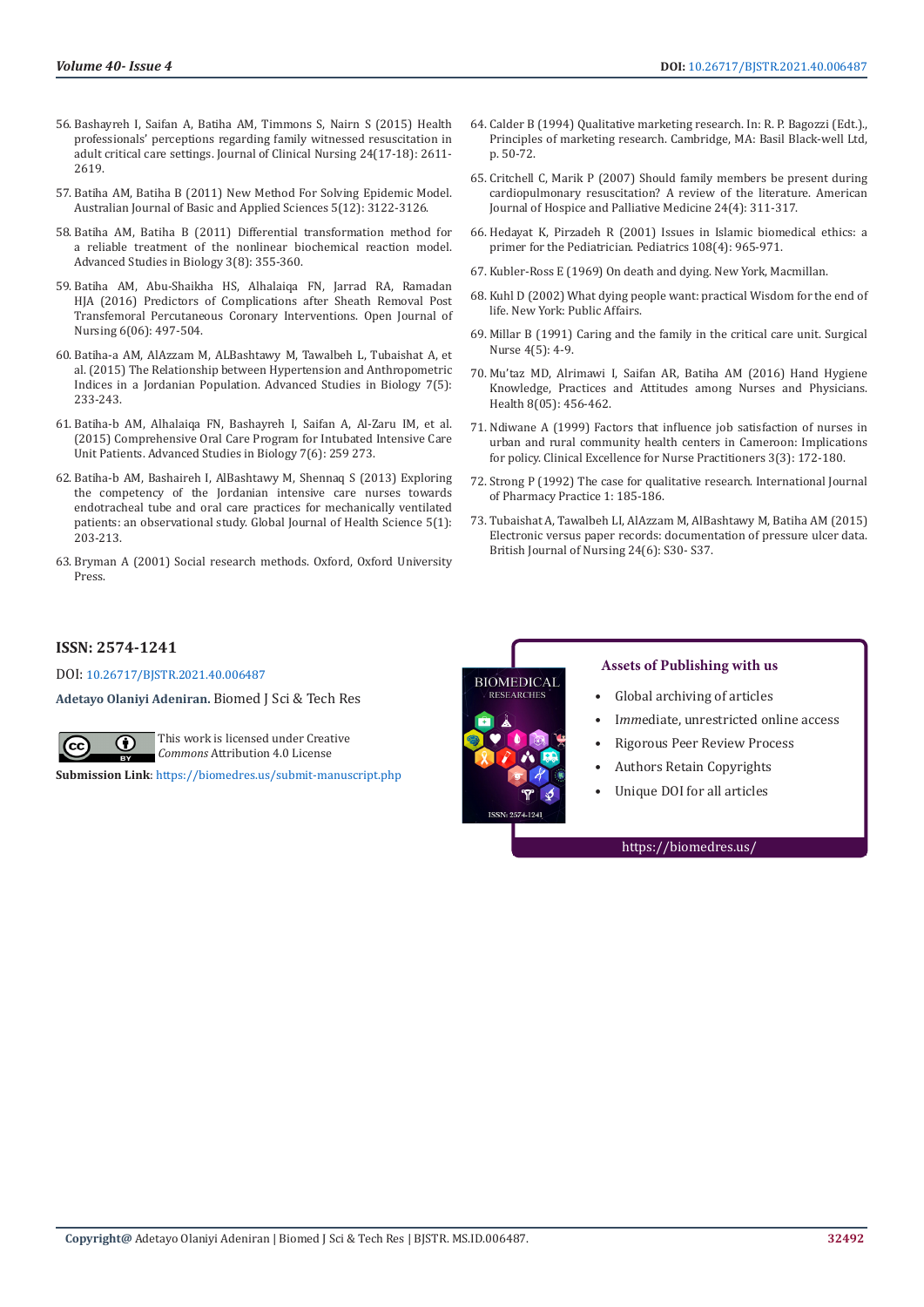56. Bashayreh I, Saifan A, Batiha AM, Timmons S, Nairn S (2015) Health professionals' perceptions regarding family witnessed resuscitation in adult critical care settings. Journal of Clinical Nursing 24(17-18): 2611-2619.

57. Batiha AM, Batiha B (2011) New Method For Solving Epidemic Model. Australian Journal of Basic and Applied Sciences 5(12): 3122-3126.

58. Batiha AM, Batiha B (2011) Differential transformation method for a reliable treatment of the nonlinear biochemical reaction model. Advanced Studies in Biology 3(8): 355-360.

59. Batiha AM, Abu-Shaikha HS, Alhalaiqa FN, Jarrad RA, Ramadan HJA (2016) Predictors of Complications after Sheath Removal Post Transfemoral Percutaneous Coronary Interventions. Open Journal of Nursing 6(06): 497-504.

60. Batiha-a AM, AlAzzam M, ALBashtawy M, Tawalbeh L, Tubaishat A, et al. (2015) The Relationship between Hypertension and Anthropometric Indices in a Jordanian Population. Advanced Studies in Biology 7(5): 233-243.

61. Batiha-b AM, Alhalaiqa FN, Bashayreh I, Saifan A, Al-Zaru IM, et al. (2015) Comprehensive Oral Care Program for Intubated Intensive Care Unit Patients. Advanced Studies in Biology 7(6): 259 273.

62. Batiha-b AM, Bashaireh I, AlBashtawy M, Shennaq S (2013) Exploring the competency of the Jordanian intensive care nurses towards endotracheal tube and oral care practices for mechanically ventilated patients: an observational study. Global Journal of Health Science 5(1): 203-213.

63. Bryman A (2001) Social research methods. Oxford, Oxford University Press.

64. Calder B (1994) Qualitative marketing research. In: R. P. Bagozzi (Edt.), Principles of marketing research. Cambridge, MA: Basil Black-well Ltd, p. 50-72.

65. Critchell C, Marik P (2007) Should family members be present during cardiopulmonary resuscitation? A review of the literature. American Journal of Hospice and Palliative Medicine 24(4): 311-317.

66. Hedayat K, Pirzadeh R (2001) Issues in Islamic biomedical ethics: a primer for the Pediatrician. Pediatrics 108(4): 965-971.

67. Kubler-Ross E (1969) On death and dying. New York, Macmillan.

68. Kuhl D (2002) What dying people want: practical Wisdom for the end of life. New York: Public Affairs.

69. Millar B (1991) Caring and the family in the critical care unit. Surgical Nurse 4(5): 4-9.

70. Mu'taz MD, Alrimawi I, Saifan AR, Batiha AM (2016) Hand Hygiene Knowledge, Practices and Attitudes among Nurses and Physicians. Health 8(05): 456-462.

71. Ndiwane A (1999) Factors that influence job satisfaction of nurses in urban and rural community health centers in Cameroon: Implications for policy. Clinical Excellence for Nurse Practitioners 3(3): 172-180.

72. Strong P (1992) The case for qualitative research. International Journal of Pharmacy Practice 1: 185-186.

73. Tubaishat A, Tawalbeh LI, AlAzzam M, AlBashtawy M, Batiha AM (2015) Electronic versus paper records: documentation of pressure ulcer data. British Journal of Nursing 24(6): S30- S37.

**ISSN: 2574-1241**

DOI: 10.26717/BJSTR.2021.40.006487

**Adetayo Olaniyi Adeniran.** Biomed J Sci & Tech Res

This work is licensed under Creative *Commons* Attribution 4.0 License

**Submission Link**: https://biomedres.us/submit-manuscript.php

**Assets of Publishing with us**

- Global archiving of articles
- Immediate, unrestricted online access
- Rigorous Peer Review Process
- Authors Retain Copyrights
- Unique DOI for all articles

https://biomedres.us/